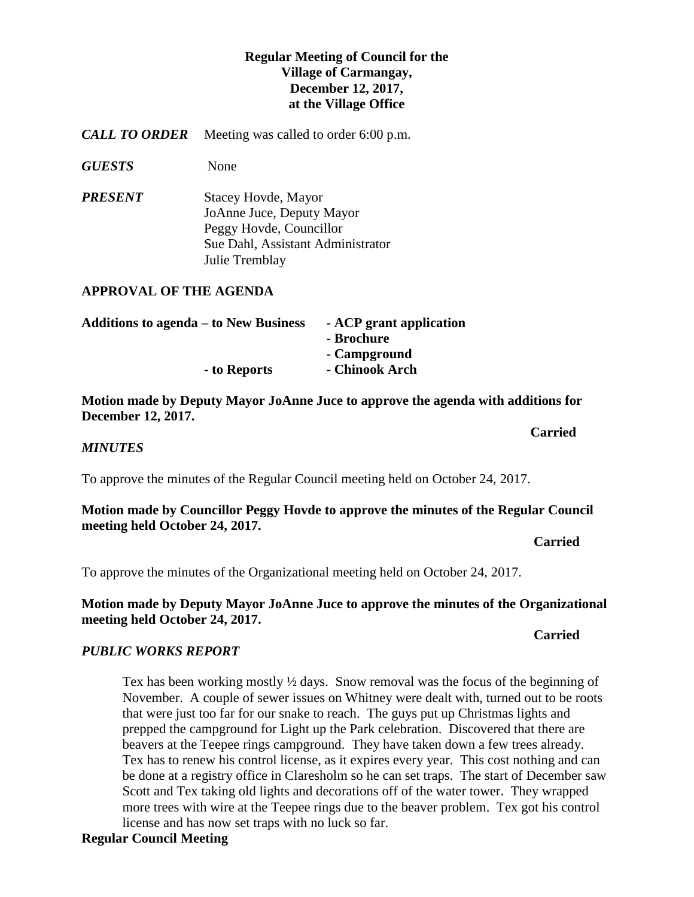**Regular Meeting of Council for the**
**Village of Carmangay,**
**December 12, 2017,**
**at the Village Office**

***CALL TO ORDER*** Meeting was called to order 6:00 p.m.

***GUESTS*** None

***PRESENT*** Stacey Hovde, Mayor
JoAnne Juce, Deputy Mayor
Peggy Hovde, Councillor
Sue Dahl, Assistant Administrator
Julie Tremblay

## APPROVAL OF THE AGENDA

**Additions to agenda – to New Business**
- **ACP grant application**
- **Brochure**
- **Campground**

**- to Reports**
- **Chinook Arch**

**Motion made by Deputy Mayor JoAnne Juce to approve the agenda with additions for December 12, 2017.**

**Carried**

### *MINUTES*

To approve the minutes of the Regular Council meeting held on October 24, 2017.

**Motion made by Councillor Peggy Hovde to approve the minutes of the Regular Council meeting held October 24, 2017.**

**Carried**

To approve the minutes of the Organizational meeting held on October 24, 2017.

**Motion made by Deputy Mayor JoAnne Juce to approve the minutes of the Organizational meeting held October 24, 2017.**

**Carried**

### *PUBLIC WORKS REPORT*

Tex has been working mostly ½ days. Snow removal was the focus of the beginning of November. A couple of sewer issues on Whitney were dealt with, turned out to be roots that were just too far for our snake to reach. The guys put up Christmas lights and prepped the campground for Light up the Park celebration. Discovered that there are beavers at the Teepee rings campground. They have taken down a few trees already. Tex has to renew his control license, as it expires every year. This cost nothing and can be done at a registry office in Claresholm so he can set traps. The start of December saw Scott and Tex taking old lights and decorations off of the water tower. They wrapped more trees with wire at the Teepee rings due to the beaver problem. Tex got his control license and has now set traps with no luck so far.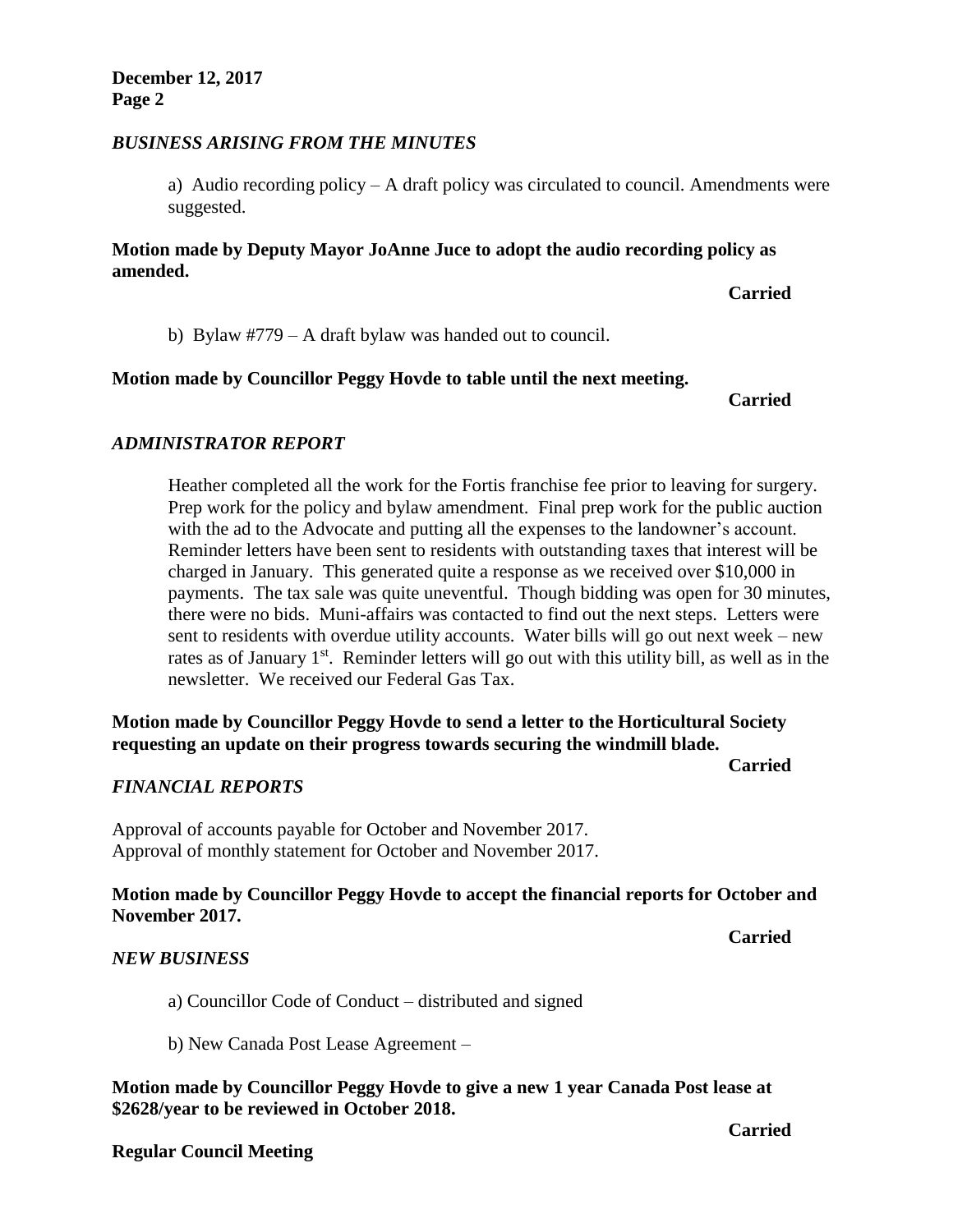## *BUSINESS ARISING FROM THE MINUTES*

a) Audio recording policy – A draft policy was circulated to council. Amendments were suggested.

**Motion made by Deputy Mayor JoAnne Juce to adopt the audio recording policy as amended.**

**Carried**

b) Bylaw #779 – A draft bylaw was handed out to council.

**Motion made by Councillor Peggy Hovde to table until the next meeting.**

**Carried**

## *ADMINISTRATOR REPORT*

Heather completed all the work for the Fortis franchise fee prior to leaving for surgery. Prep work for the policy and bylaw amendment. Final prep work for the public auction with the ad to the Advocate and putting all the expenses to the landowner's account. Reminder letters have been sent to residents with outstanding taxes that interest will be charged in January. This generated quite a response as we received over $10,000 in payments. The tax sale was quite uneventful. Though bidding was open for 30 minutes, there were no bids. Muni-affairs was contacted to find out the next steps. Letters were sent to residents with overdue utility accounts. Water bills will go out next week – new rates as of January 1st. Reminder letters will go out with this utility bill, as well as in the newsletter. We received our Federal Gas Tax.

**Motion made by Councillor Peggy Hovde to send a letter to the Horticultural Society requesting an update on their progress towards securing the windmill blade.**

**Carried**

## *FINANCIAL REPORTS*

Approval of accounts payable for October and November 2017.
Approval of monthly statement for October and November 2017.

**Motion made by Councillor Peggy Hovde to accept the financial reports for October and November 2017.**

**Carried**

## *NEW BUSINESS*

a) Councillor Code of Conduct – distributed and signed

b) New Canada Post Lease Agreement –

**Motion made by Councillor Peggy Hovde to give a new 1 year Canada Post lease at $2628/year to be reviewed in October 2018.**

**Carried**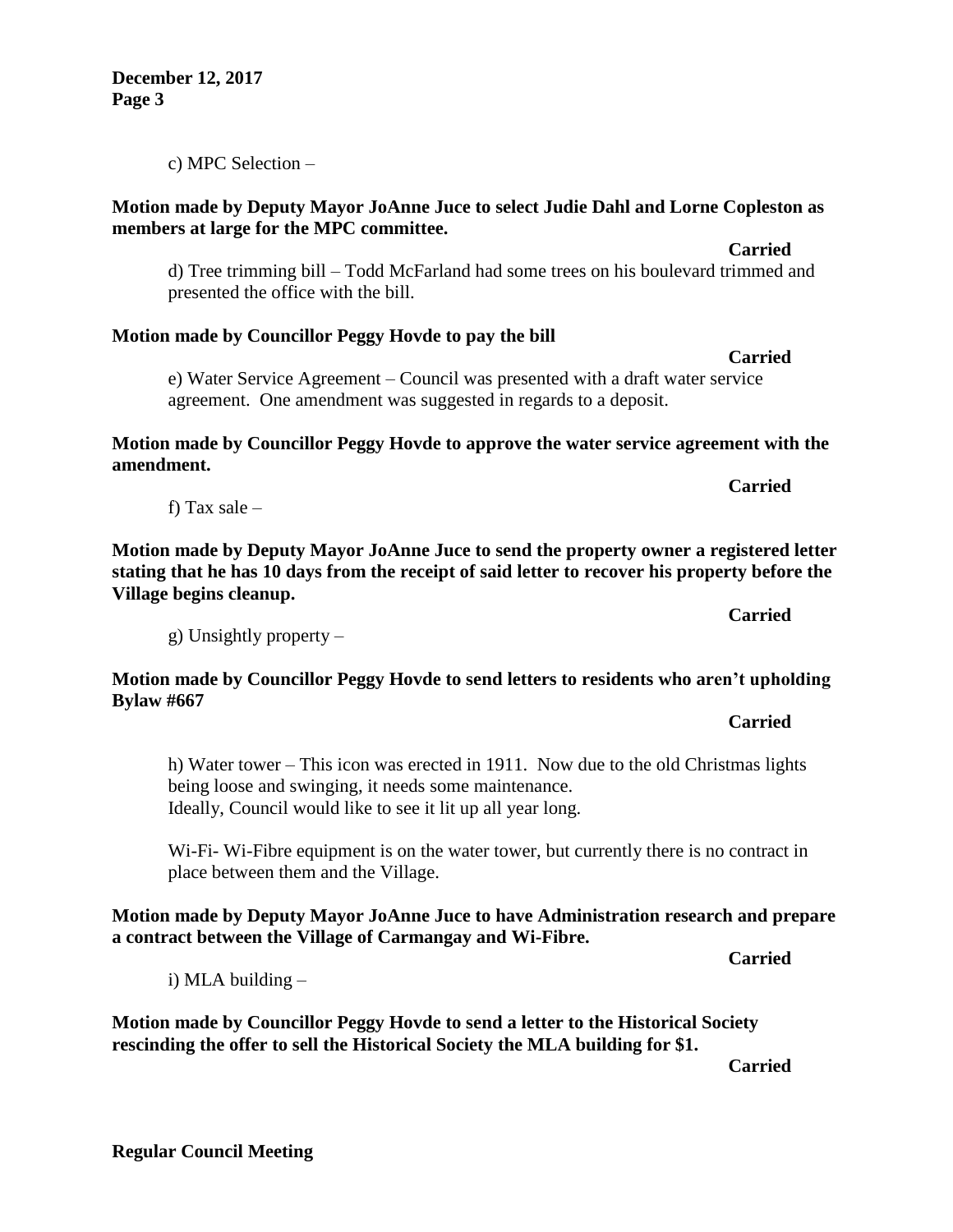c) MPC Selection –

**Motion made by Deputy Mayor JoAnne Juce to select Judie Dahl and Lorne Copleston as members at large for the MPC committee.**

**Carried**

d) Tree trimming bill – Todd McFarland had some trees on his boulevard trimmed and presented the office with the bill.

**Motion made by Councillor Peggy Hovde to pay the bill**

**Carried**

e) Water Service Agreement – Council was presented with a draft water service agreement. One amendment was suggested in regards to a deposit.

**Motion made by Councillor Peggy Hovde to approve the water service agreement with the amendment.**

**Carried**

f) Tax sale –

**Motion made by Deputy Mayor JoAnne Juce to send the property owner a registered letter stating that he has 10 days from the receipt of said letter to recover his property before the Village begins cleanup.**

**Carried**

g) Unsightly property –

**Motion made by Councillor Peggy Hovde to send letters to residents who aren't upholding Bylaw #667**

**Carried**

h) Water tower – This icon was erected in 1911. Now due to the old Christmas lights being loose and swinging, it needs some maintenance.
Ideally, Council would like to see it lit up all year long.

Wi-Fi- Wi-Fibre equipment is on the water tower, but currently there is no contract in place between them and the Village.

**Motion made by Deputy Mayor JoAnne Juce to have Administration research and prepare a contract between the Village of Carmangay and Wi-Fibre.**

**Carried**

i) MLA building –

**Motion made by Councillor Peggy Hovde to send a letter to the Historical Society rescinding the offer to sell the Historical Society the MLA building for $1.**

**Carried**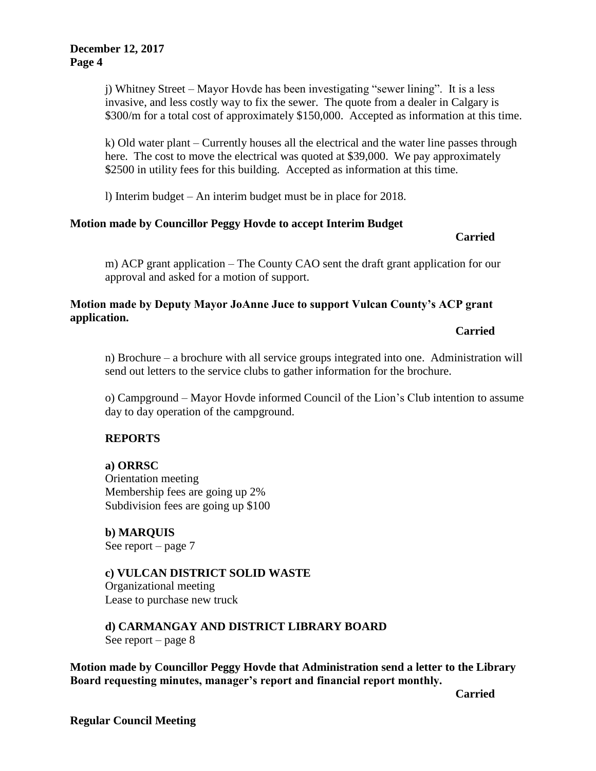j) Whitney Street – Mayor Hovde has been investigating "sewer lining". It is a less invasive, and less costly way to fix the sewer. The quote from a dealer in Calgary is $300/m for a total cost of approximately $150,000. Accepted as information at this time.

k) Old water plant – Currently houses all the electrical and the water line passes through here. The cost to move the electrical was quoted at $39,000. We pay approximately $2500 in utility fees for this building. Accepted as information at this time.

l) Interim budget – An interim budget must be in place for 2018.

**Motion made by Councillor Peggy Hovde to accept Interim Budget**

**Carried**

m) ACP grant application – The County CAO sent the draft grant application for our approval and asked for a motion of support.

**Motion made by Deputy Mayor JoAnne Juce to support Vulcan County's ACP grant application.**

**Carried**

n) Brochure – a brochure with all service groups integrated into one. Administration will send out letters to the service clubs to gather information for the brochure.

o) Campground – Mayor Hovde informed Council of the Lion's Club intention to assume day to day operation of the campground.

## REPORTS

**a) ORRSC**
Orientation meeting
Membership fees are going up 2%
Subdivision fees are going up $100

**b) MARQUIS**
See report – page 7

**c) VULCAN DISTRICT SOLID WASTE**
Organizational meeting
Lease to purchase new truck

**d) CARMANGAY AND DISTRICT LIBRARY BOARD**
See report – page 8

**Motion made by Councillor Peggy Hovde that Administration send a letter to the Library Board requesting minutes, manager's report and financial report monthly.**

**Carried**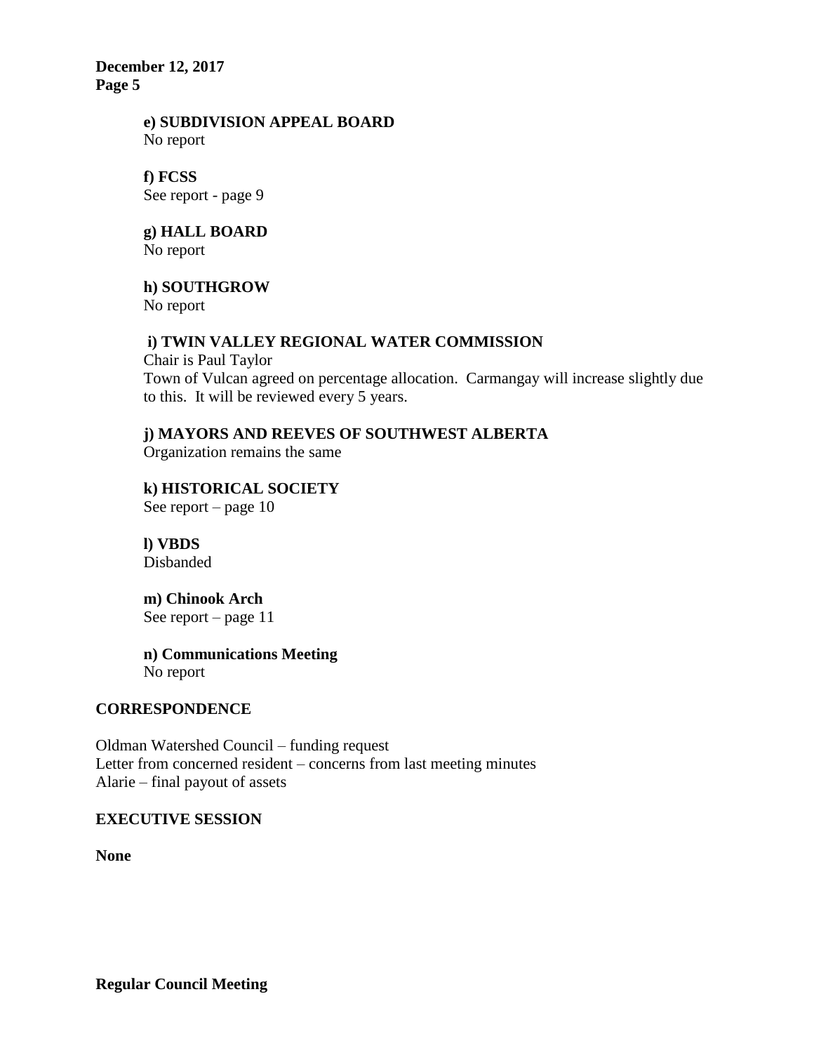**e) SUBDIVISION APPEAL BOARD**
No report

**f) FCSS**
See report - page 9

**g) HALL BOARD**
No report

**h) SOUTHGROW**
No report

**i) TWIN VALLEY REGIONAL WATER COMMISSION**
Chair is Paul Taylor
Town of Vulcan agreed on percentage allocation. Carmangay will increase slightly due to this. It will be reviewed every 5 years.

**j) MAYORS AND REEVES OF SOUTHWEST ALBERTA**
Organization remains the same

**k) HISTORICAL SOCIETY**
See report – page 10

**l) VBDS**
Disbanded

**m) Chinook Arch**
See report – page 11

**n) Communications Meeting**
No report

## CORRESPONDENCE

Oldman Watershed Council – funding request
Letter from concerned resident – concerns from last meeting minutes
Alarie – final payout of assets

## EXECUTIVE SESSION

**None**

**Regular Council Meeting**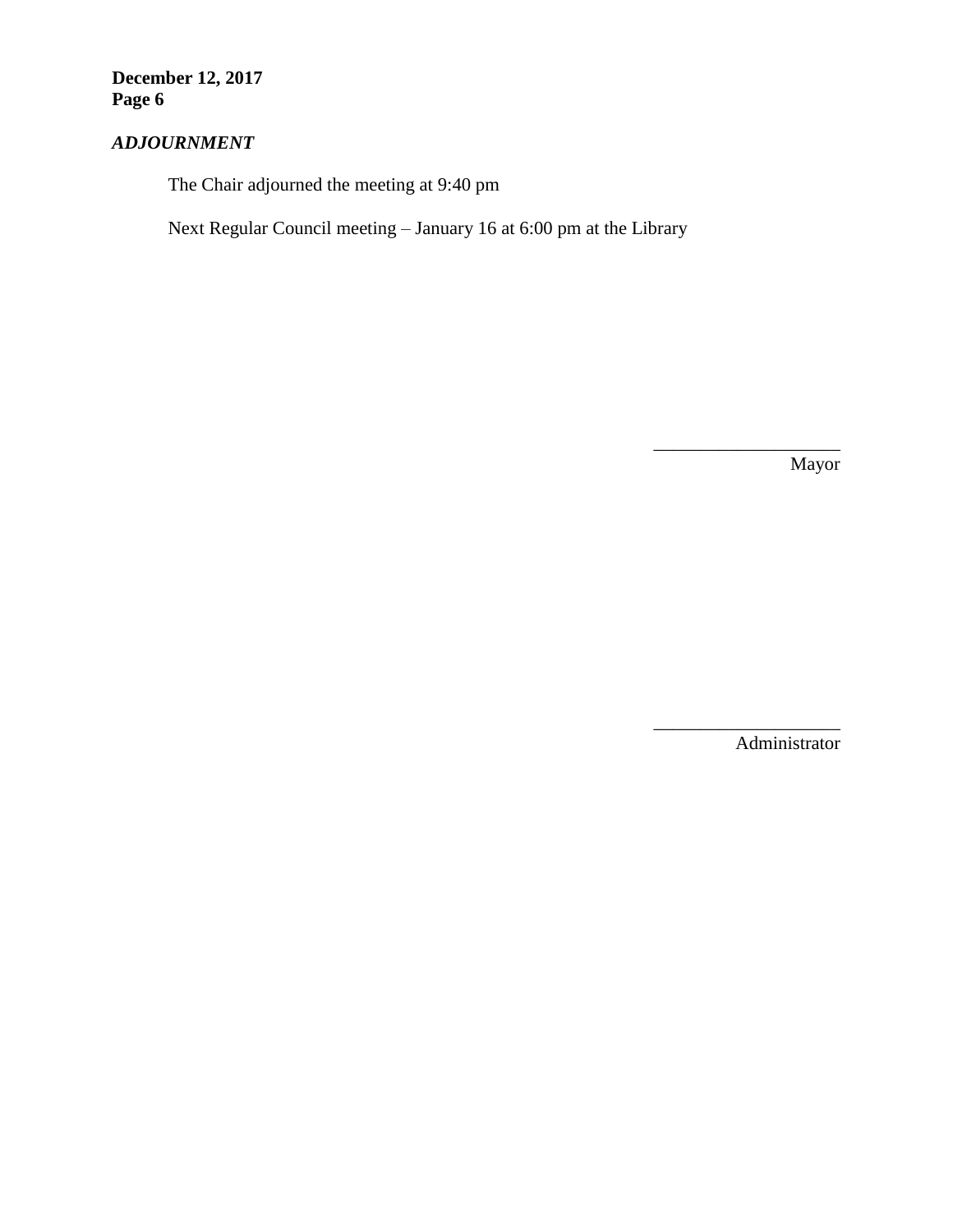***ADJOURNMENT***

The Chair adjourned the meeting at 9:40 pm

Next Regular Council meeting – January 16 at 6:00 pm at the Library

____________________
Mayor

____________________
Administrator